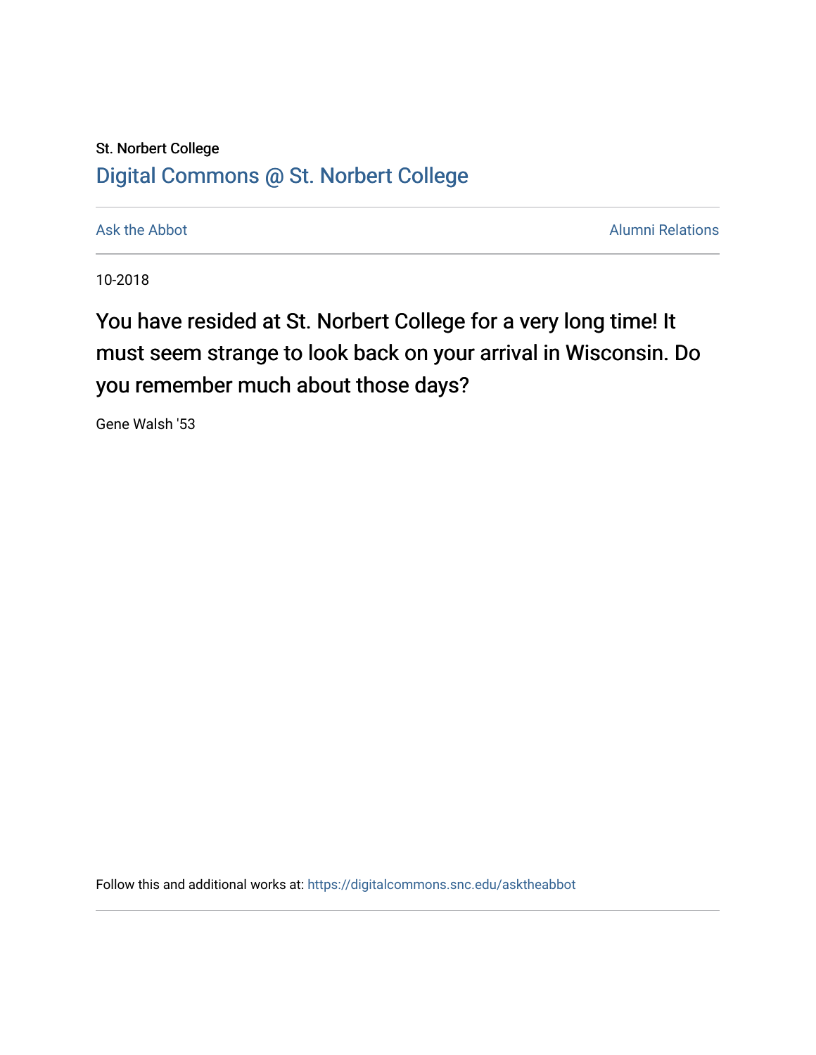St. Norbert College

Digital Commons @ St. Norbert College

Ask the Abbot

Alumni Relations

10-2018

# You have resided at St. Norbert College for a very long time! It must seem strange to look back on your arrival in Wisconsin. Do you remember much about those days?

Gene Walsh '53

Follow this and additional works at: https://digitalcommons.snc.edu/asktheabbot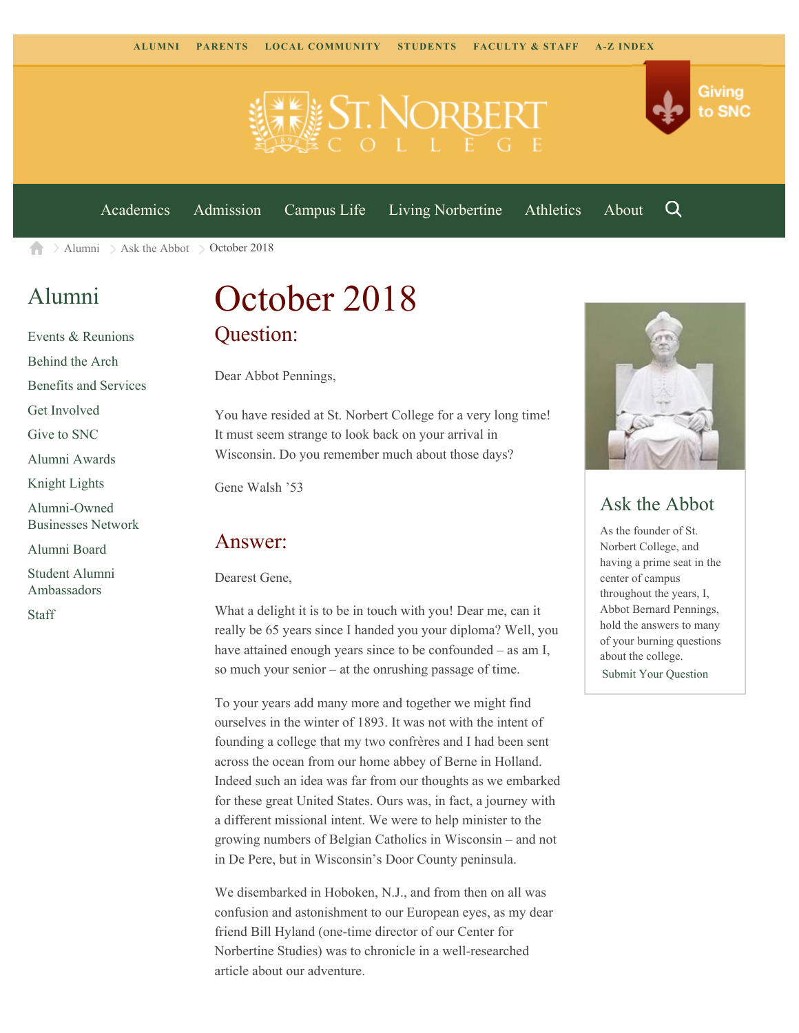ALUMNI PARENTS LOCAL COMMUNITY STUDENTS FACULTY & STAFF A-Z INDEX

Giving to SNC

Academics Admission Campus Life Living Norbertine Athletics About

Alumni > Ask the Abbot > October 2018

## Alumni

- Events & Reunions
- Behind the Arch
- Benefits and Services
- Get Involved
- Give to SNC
- Alumni Awards
- Knight Lights
- Alumni-Owned Businesses Network
- Alumni Board
- Student Alumni Ambassadors
- Staff

# October 2018

## Question:

Dear Abbot Pennings,

You have resided at St. Norbert College for a very long time! It must seem strange to look back on your arrival in Wisconsin. Do you remember much about those days?

Gene Walsh '53

## Answer:

Dearest Gene,

What a delight it is to be in touch with you! Dear me, can it really be 65 years since I handed you your diploma? Well, you have attained enough years since to be confounded – as am I, so much your senior – at the onrushing passage of time.

To your years add many more and together we might find ourselves in the winter of 1893. It was not with the intent of founding a college that my two confrères and I had been sent across the ocean from our home abbey of Berne in Holland. Indeed such an idea was far from our thoughts as we embarked for these great United States. Ours was, in fact, a journey with a different missional intent. We were to help minister to the growing numbers of Belgian Catholics in Wisconsin – and not in De Pere, but in Wisconsin's Door County peninsula.

We disembarked in Hoboken, N.J., and from then on all was confusion and astonishment to our European eyes, as my dear friend Bill Hyland (one-time director of our Center for Norbertine Studies) was to chronicle in a well-researched article about our adventure.

## Ask the Abbot

As the founder of St. Norbert College, and having a prime seat in the center of campus throughout the years, I, Abbot Bernard Pennings, hold the answers to many of your burning questions about the college.

Submit Your Question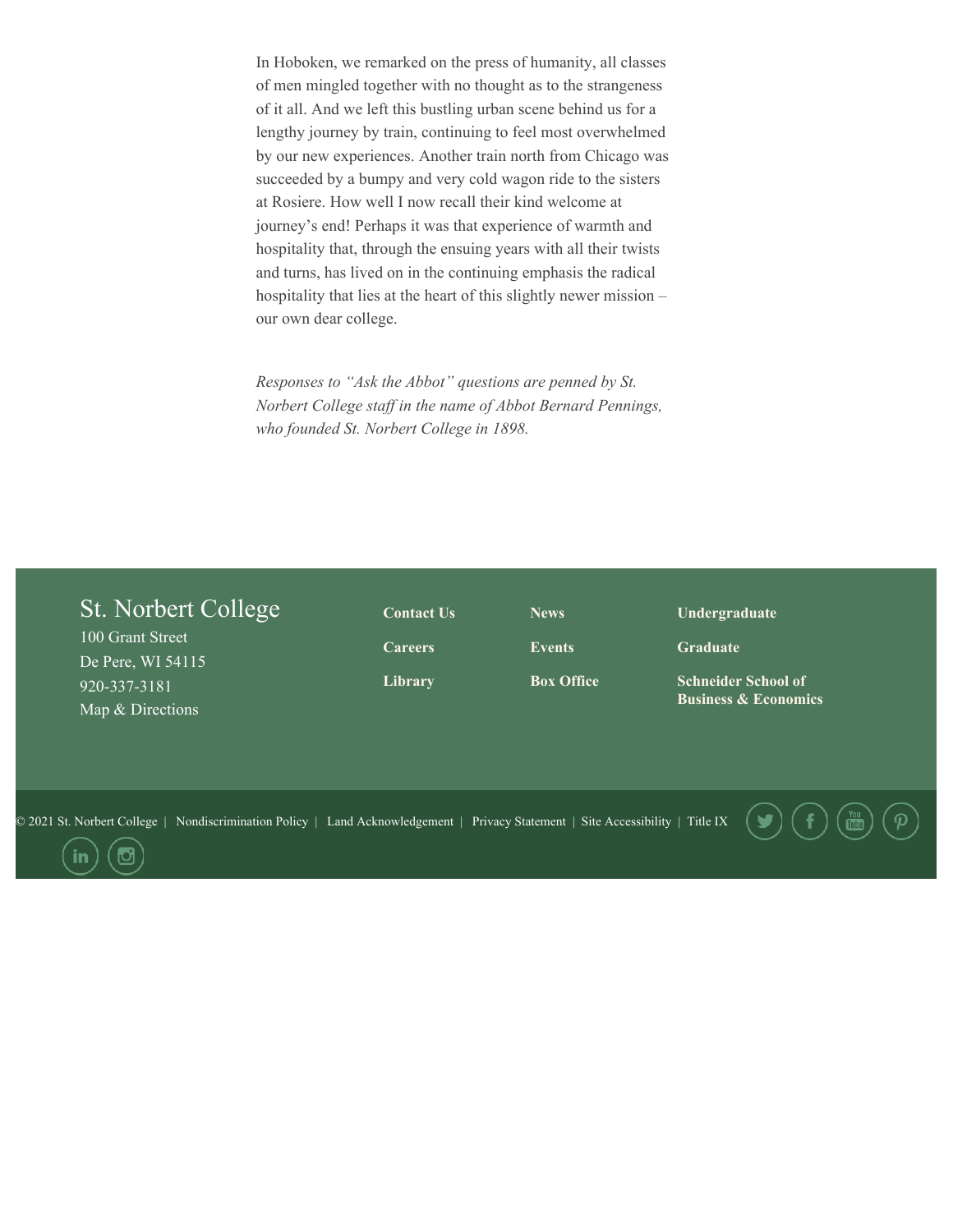In Hoboken, we remarked on the press of humanity, all classes of men mingled together with no thought as to the strangeness of it all. And we left this bustling urban scene behind us for a lengthy journey by train, continuing to feel most overwhelmed by our new experiences. Another train north from Chicago was succeeded by a bumpy and very cold wagon ride to the sisters at Rosiere. How well I now recall their kind welcome at journey's end! Perhaps it was that experience of warmth and hospitality that, through the ensuing years with all their twists and turns, has lived on in the continuing emphasis the radical hospitality that lies at the heart of this slightly newer mission – our own dear college.

*Responses to "Ask the Abbot" questions are penned by St. Norbert College staff in the name of Abbot Bernard Pennings, who founded St. Norbert College in 1898.*

St. Norbert College
100 Grant Street
De Pere, WI 54115
920-337-3181
Map & Directions

**Contact Us**
**Careers**
**Library**

**News**
**Events**
**Box Office**

**Undergraduate**
**Graduate**
**Schneider School of Business & Economics**

© 2021 St. Norbert College | Nondiscrimination Policy | Land Acknowledgement | Privacy Statement | Site Accessibility | Title IX